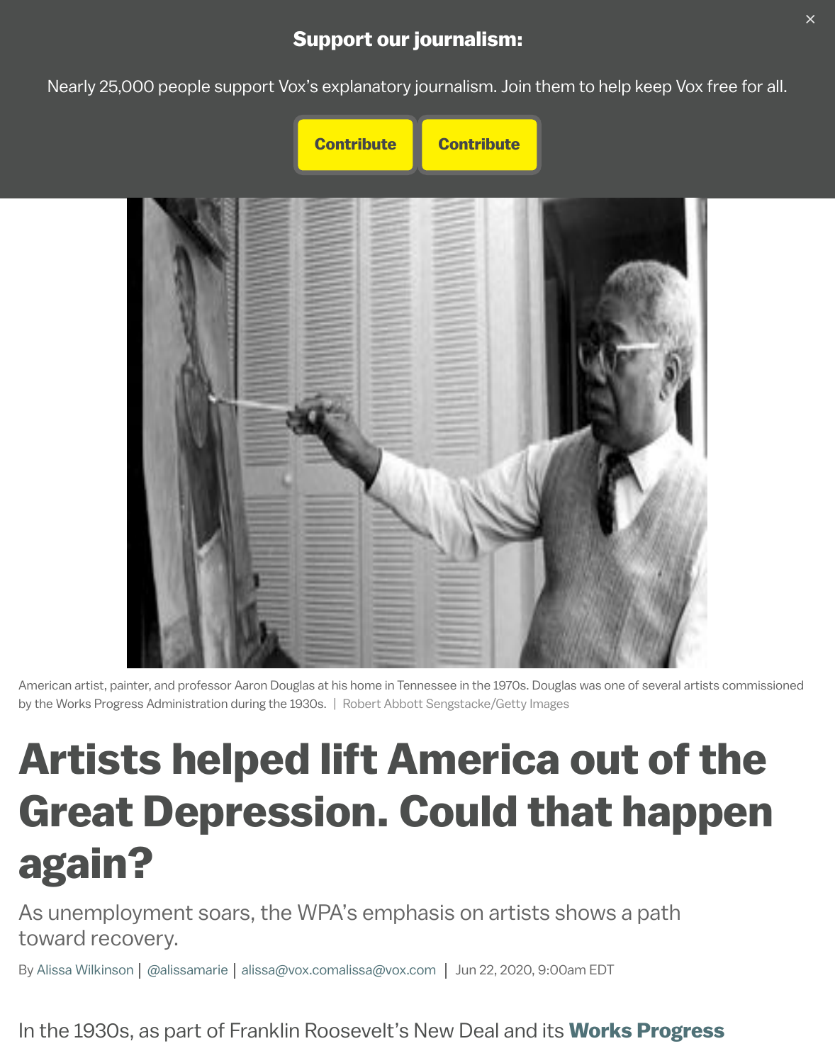Support our journalism:

Nearly 25,000 people support Vox's explanatory journalism. Join them to help keep Vox free for all.

Contribute Contribute

American artist, painter, and professor Aaron Douglas at his home in Tennessee in the 1970s. Douglas was one of several artists commissioned by the Works Progress Administration during the 1930s. | Robert Abbott Sengstacke/Getty Images

# Artists helped lift America out of the Great Depression. Could that happen again?

As unemployment soars, the WPA's emphasis on artists shows a path toward recovery.

By Alissa Wilkinson | @alissamarie | alissa@vox.comalissa@vox.com | Jun 22, 2020, 9:00am EDT

In the 1930s, as part of Franklin Roosevelt's New Deal and its **Works Progress**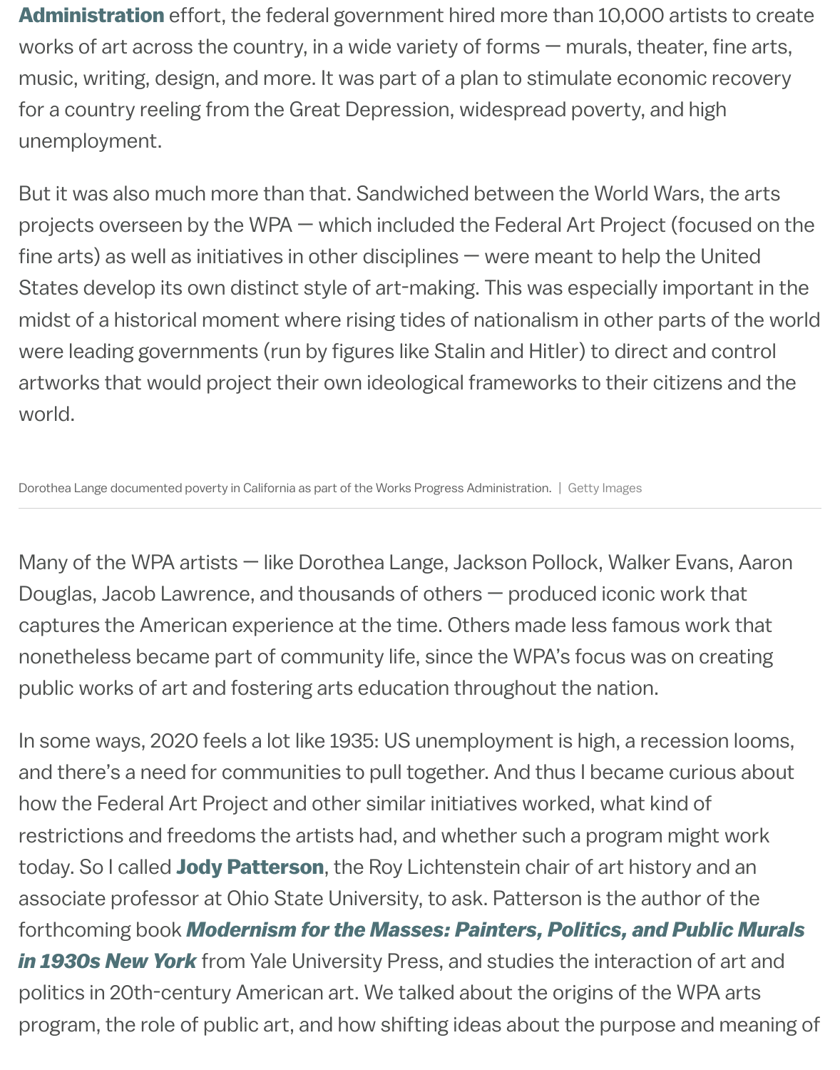**Administration** effort, the federal government hired more than 10,000 artists to create works of art across the country, in a wide variety of forms — murals, theater, fine arts, music, writing, design, and more. It was part of a plan to stimulate economic recovery for a country reeling from the Great Depression, widespread poverty, and high unemployment.

But it was also much more than that. Sandwiched between the World Wars, the arts projects overseen by the WPA — which included the Federal Art Project (focused on the fine arts) as well as initiatives in other disciplines — were meant to help the United States develop its own distinct style of art-making. This was especially important in the midst of a historical moment where rising tides of nationalism in other parts of the world were leading governments (run by figures like Stalin and Hitler) to direct and control artworks that would project their own ideological frameworks to their citizens and the world.

Dorothea Lange documented poverty in California as part of the Works Progress Administration. | Getty Images

Many of the WPA artists — like Dorothea Lange, Jackson Pollock, Walker Evans, Aaron Douglas, Jacob Lawrence, and thousands of others — produced iconic work that captures the American experience at the time. Others made less famous work that nonetheless became part of community life, since the WPA's focus was on creating public works of art and fostering arts education throughout the nation.

In some ways, 2020 feels a lot like 1935: US unemployment is high, a recession looms, and there's a need for communities to pull together. And thus I became curious about how the Federal Art Project and other similar initiatives worked, what kind of restrictions and freedoms the artists had, and whether such a program might work today. So I called **Jody Patterson**, the Roy Lichtenstein chair of art history and an associate professor at Ohio State University, to ask. Patterson is the author of the forthcoming book ***Modernism for the Masses: Painters, Politics, and Public Murals in 1930s New York*** from Yale University Press, and studies the interaction of art and politics in 20th-century American art. We talked about the origins of the WPA arts program, the role of public art, and how shifting ideas about the purpose and meaning of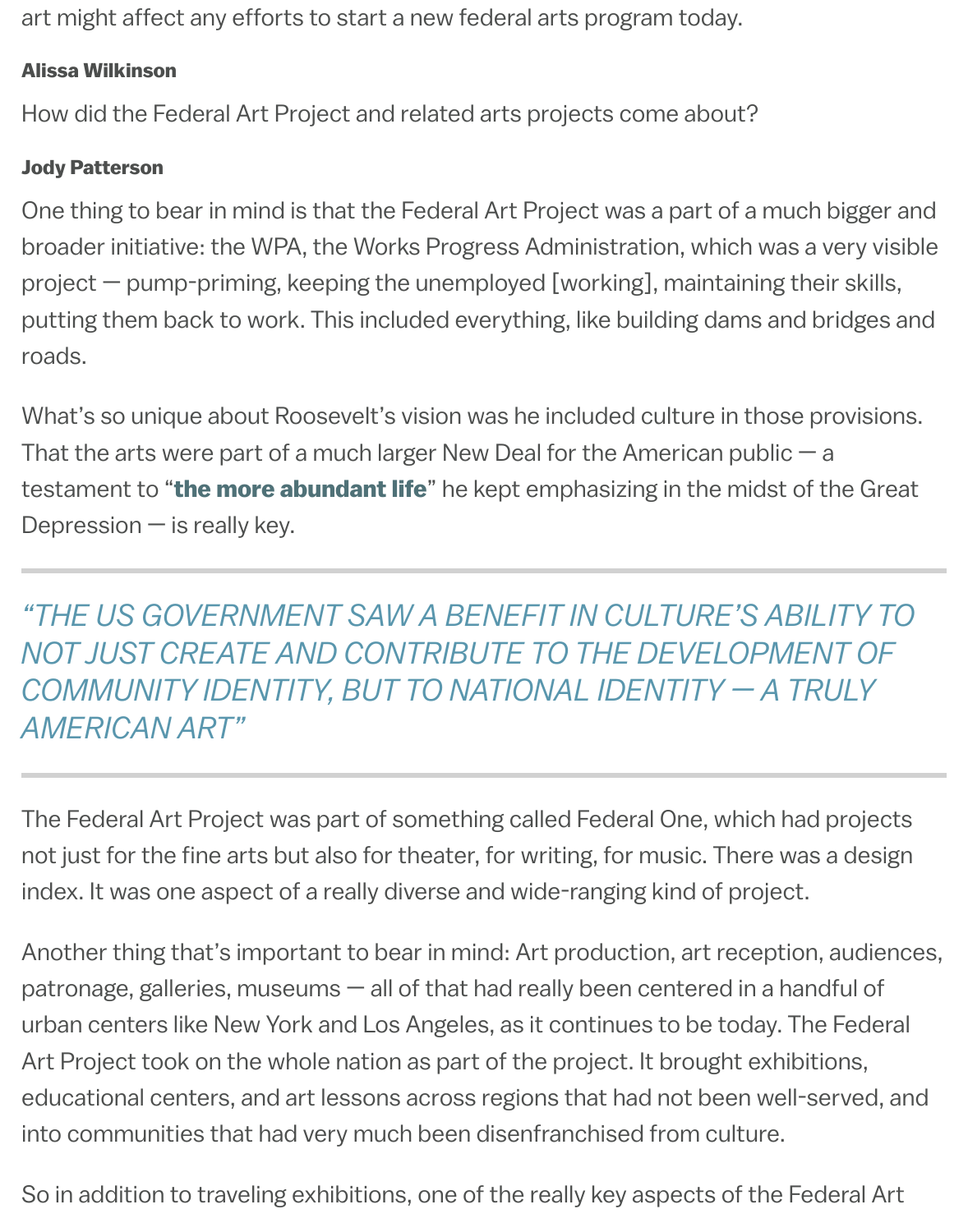art might affect any efforts to start a new federal arts program today.

**Alissa Wilkinson**

How did the Federal Art Project and related arts projects come about?

**Jody Patterson**

One thing to bear in mind is that the Federal Art Project was a part of a much bigger and broader initiative: the WPA, the Works Progress Administration, which was a very visible project — pump-priming, keeping the unemployed [working], maintaining their skills, putting them back to work. This included everything, like building dams and bridges and roads.

What's so unique about Roosevelt's vision was he included culture in those provisions. That the arts were part of a much larger New Deal for the American public — a testament to "**the more abundant life**" he kept emphasizing in the midst of the Great Depression — is really key.

---

> *"THE US GOVERNMENT SAW A BENEFIT IN CULTURE'S ABILITY TO NOT JUST CREATE AND CONTRIBUTE TO THE DEVELOPMENT OF COMMUNITY IDENTITY, BUT TO NATIONAL IDENTITY — A TRULY AMERICAN ART"*

---

The Federal Art Project was part of something called Federal One, which had projects not just for the fine arts but also for theater, for writing, for music. There was a design index. It was one aspect of a really diverse and wide-ranging kind of project.

Another thing that's important to bear in mind: Art production, art reception, audiences, patronage, galleries, museums — all of that had really been centered in a handful of urban centers like New York and Los Angeles, as it continues to be today. The Federal Art Project took on the whole nation as part of the project. It brought exhibitions, educational centers, and art lessons across regions that had not been well-served, and into communities that had very much been disenfranchised from culture.

So in addition to traveling exhibitions, one of the really key aspects of the Federal Art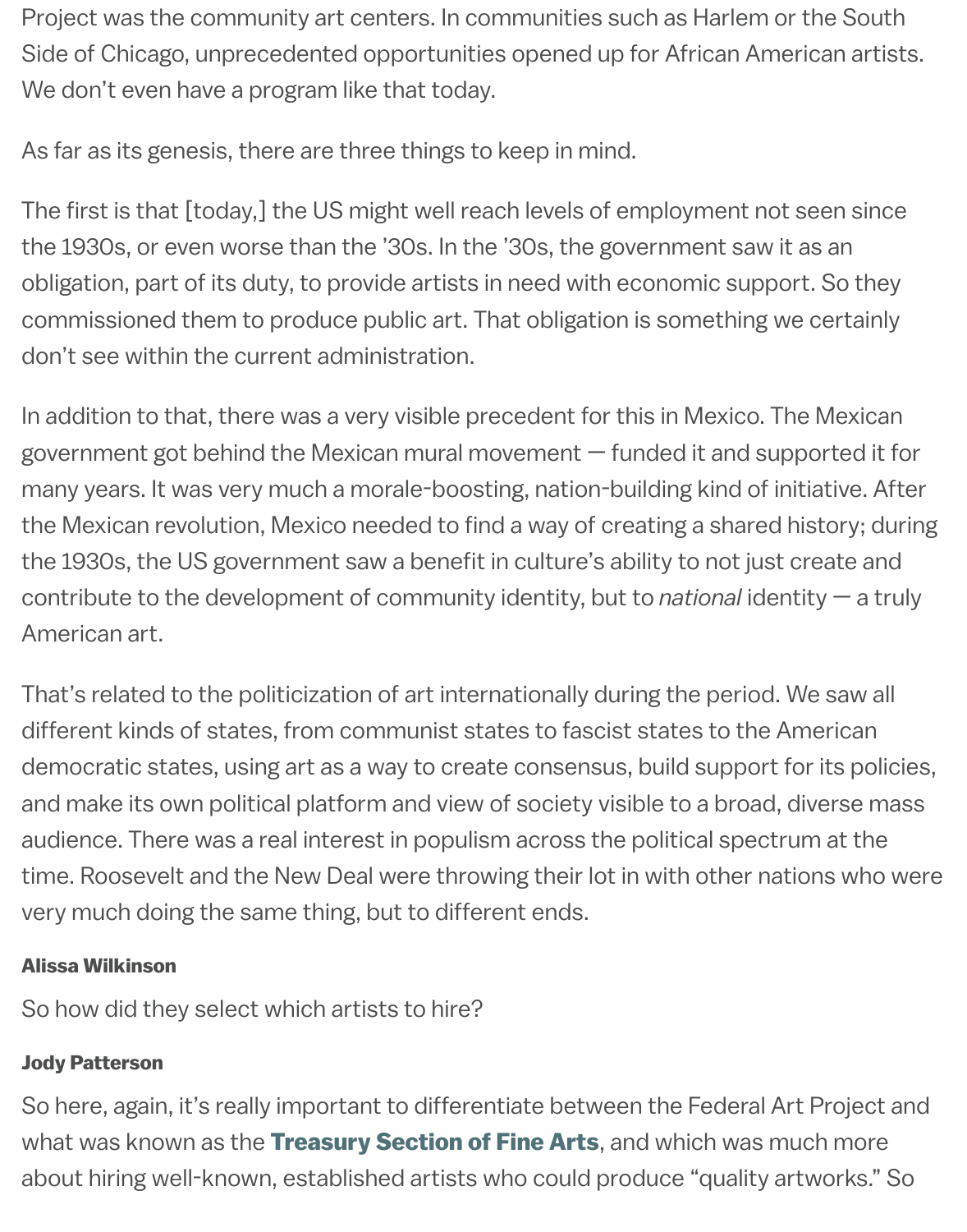Project was the community art centers. In communities such as Harlem or the South Side of Chicago, unprecedented opportunities opened up for African American artists. We don't even have a program like that today.

As far as its genesis, there are three things to keep in mind.

The first is that [today,] the US might well reach levels of employment not seen since the 1930s, or even worse than the '30s. In the '30s, the government saw it as an obligation, part of its duty, to provide artists in need with economic support. So they commissioned them to produce public art. That obligation is something we certainly don't see within the current administration.

In addition to that, there was a very visible precedent for this in Mexico. The Mexican government got behind the Mexican mural movement — funded it and supported it for many years. It was very much a morale-boosting, nation-building kind of initiative. After the Mexican revolution, Mexico needed to find a way of creating a shared history; during the 1930s, the US government saw a benefit in culture's ability to not just create and contribute to the development of community identity, but to *national* identity — a truly American art.

That's related to the politicization of art internationally during the period. We saw all different kinds of states, from communist states to fascist states to the American democratic states, using art as a way to create consensus, build support for its policies, and make its own political platform and view of society visible to a broad, diverse mass audience. There was a real interest in populism across the political spectrum at the time. Roosevelt and the New Deal were throwing their lot in with other nations who were very much doing the same thing, but to different ends.

**Alissa Wilkinson**

So how did they select which artists to hire?

**Jody Patterson**

So here, again, it's really important to differentiate between the Federal Art Project and what was known as the **Treasury Section of Fine Arts**, and which was much more about hiring well-known, established artists who could produce "quality artworks." So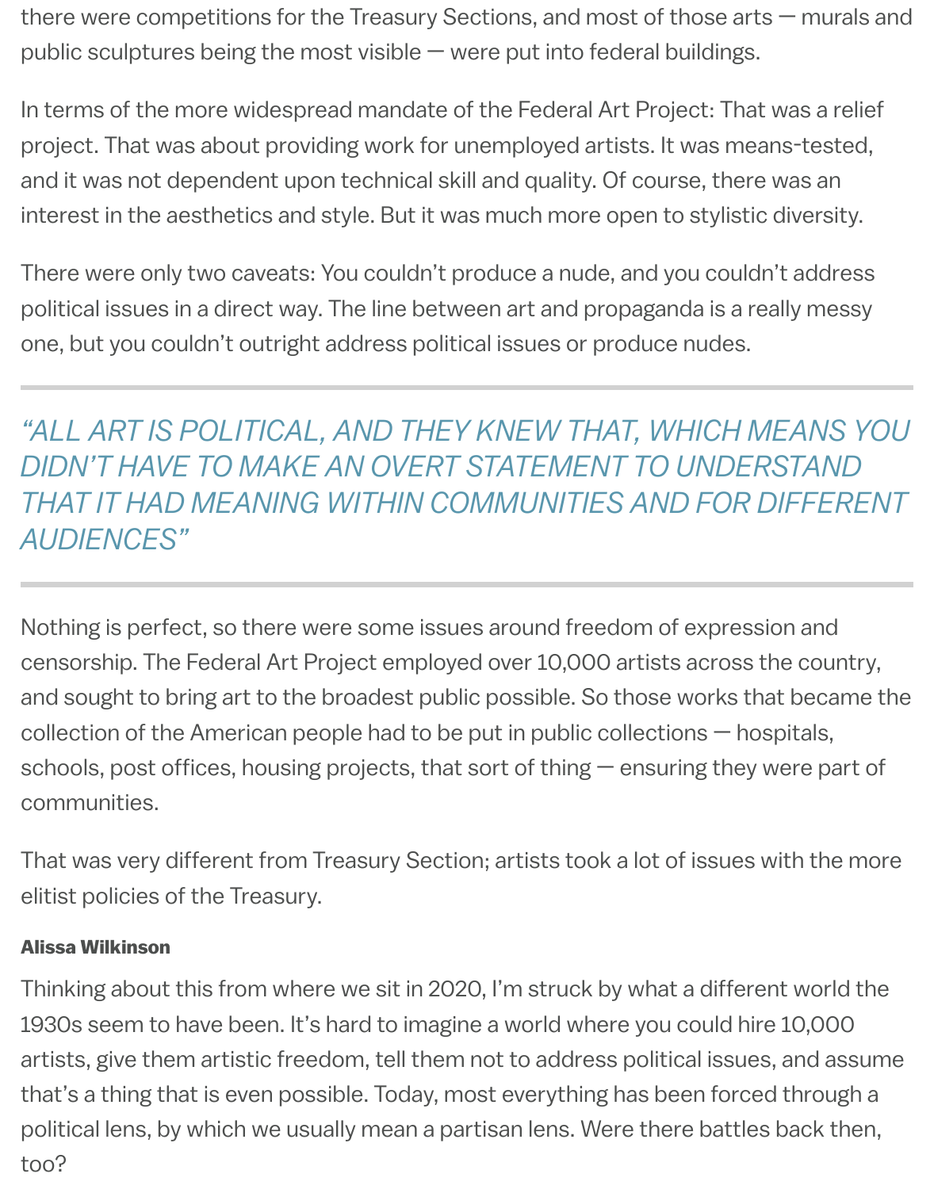there were competitions for the Treasury Sections, and most of those arts — murals and public sculptures being the most visible — were put into federal buildings.

In terms of the more widespread mandate of the Federal Art Project: That was a relief project. That was about providing work for unemployed artists. It was means-tested, and it was not dependent upon technical skill and quality. Of course, there was an interest in the aesthetics and style. But it was much more open to stylistic diversity.

There were only two caveats: You couldn't produce a nude, and you couldn't address political issues in a direct way. The line between art and propaganda is a really messy one, but you couldn't outright address political issues or produce nudes.

---

> *"ALL ART IS POLITICAL, AND THEY KNEW THAT, WHICH MEANS YOU DIDN'T HAVE TO MAKE AN OVERT STATEMENT TO UNDERSTAND THAT IT HAD MEANING WITHIN COMMUNITIES AND FOR DIFFERENT AUDIENCES"*

---

Nothing is perfect, so there were some issues around freedom of expression and censorship. The Federal Art Project employed over 10,000 artists across the country, and sought to bring art to the broadest public possible. So those works that became the collection of the American people had to be put in public collections — hospitals, schools, post offices, housing projects, that sort of thing — ensuring they were part of communities.

That was very different from Treasury Section; artists took a lot of issues with the more elitist policies of the Treasury.

**Alissa Wilkinson**

Thinking about this from where we sit in 2020, I'm struck by what a different world the 1930s seem to have been. It's hard to imagine a world where you could hire 10,000 artists, give them artistic freedom, tell them not to address political issues, and assume that's a thing that is even possible. Today, most everything has been forced through a political lens, by which we usually mean a partisan lens. Were there battles back then, too?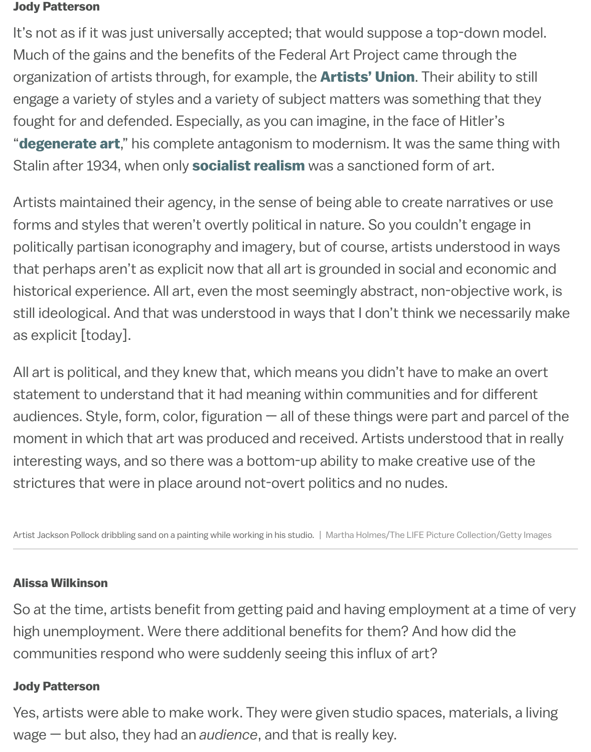**Jody Patterson**

It's not as if it was just universally accepted; that would suppose a top-down model. Much of the gains and the benefits of the Federal Art Project came through the organization of artists through, for example, the **Artists' Union**. Their ability to still engage a variety of styles and a variety of subject matters was something that they fought for and defended. Especially, as you can imagine, in the face of Hitler's "**degenerate art**," his complete antagonism to modernism. It was the same thing with Stalin after 1934, when only **socialist realism** was a sanctioned form of art.

Artists maintained their agency, in the sense of being able to create narratives or use forms and styles that weren't overtly political in nature. So you couldn't engage in politically partisan iconography and imagery, but of course, artists understood in ways that perhaps aren't as explicit now that all art is grounded in social and economic and historical experience. All art, even the most seemingly abstract, non-objective work, is still ideological. And that was understood in ways that I don't think we necessarily make as explicit [today].

All art is political, and they knew that, which means you didn't have to make an overt statement to understand that it had meaning within communities and for different audiences. Style, form, color, figuration — all of these things were part and parcel of the moment in which that art was produced and received. Artists understood that in really interesting ways, and so there was a bottom-up ability to make creative use of the strictures that were in place around not-overt politics and no nudes.

Artist Jackson Pollock dribbling sand on a painting while working in his studio. | Martha Holmes/The LIFE Picture Collection/Getty Images

**Alissa Wilkinson**

So at the time, artists benefit from getting paid and having employment at a time of very high unemployment. Were there additional benefits for them? And how did the communities respond who were suddenly seeing this influx of art?

**Jody Patterson**

Yes, artists were able to make work. They were given studio spaces, materials, a living wage — but also, they had an *audience*, and that is really key.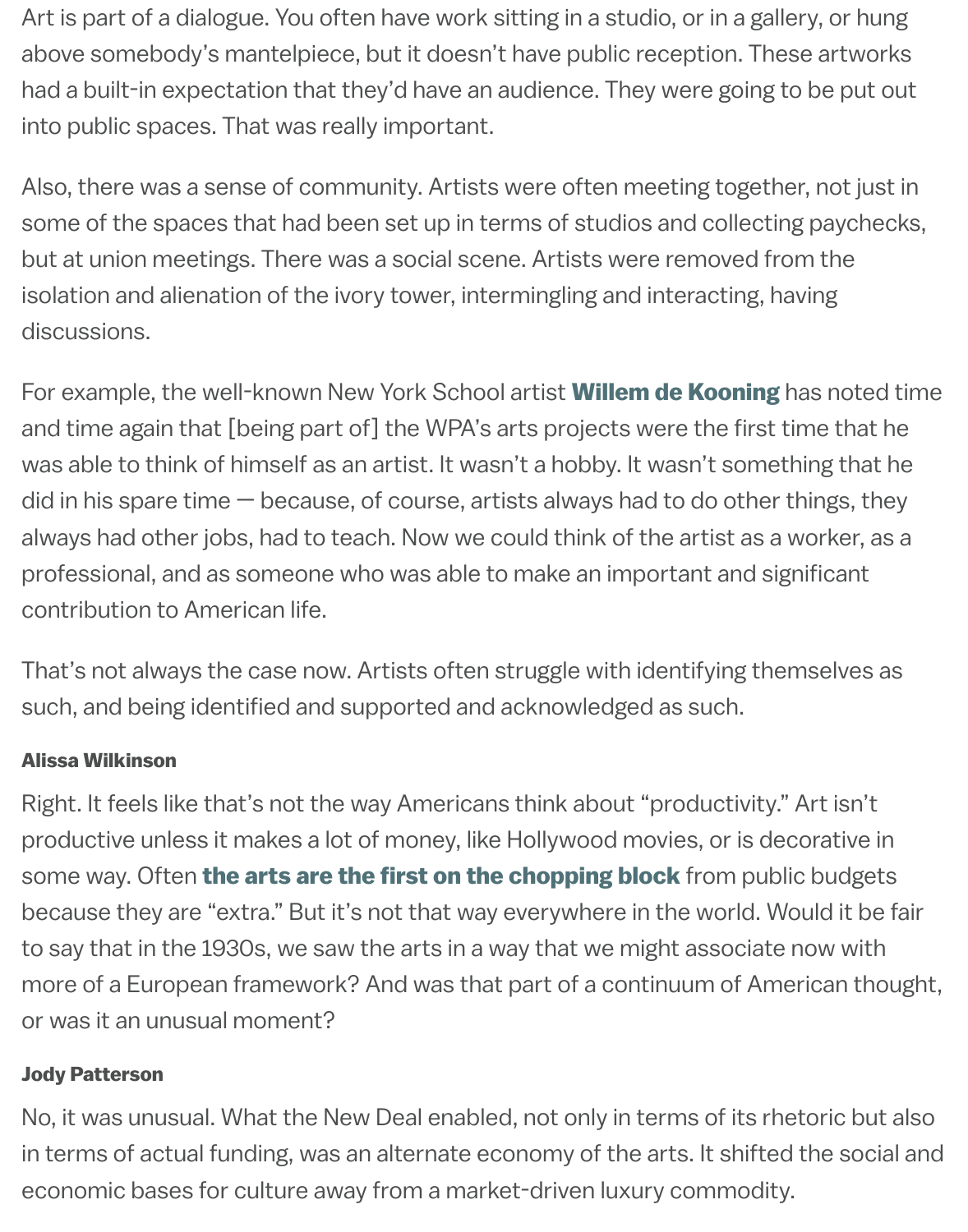Art is part of a dialogue. You often have work sitting in a studio, or in a gallery, or hung above somebody's mantelpiece, but it doesn't have public reception. These artworks had a built-in expectation that they'd have an audience. They were going to be put out into public spaces. That was really important.

Also, there was a sense of community. Artists were often meeting together, not just in some of the spaces that had been set up in terms of studios and collecting paychecks, but at union meetings. There was a social scene. Artists were removed from the isolation and alienation of the ivory tower, intermingling and interacting, having discussions.

For example, the well-known New York School artist **Willem de Kooning** has noted time and time again that [being part of] the WPA's arts projects were the first time that he was able to think of himself as an artist. It wasn't a hobby. It wasn't something that he did in his spare time — because, of course, artists always had to do other things, they always had other jobs, had to teach. Now we could think of the artist as a worker, as a professional, and as someone who was able to make an important and significant contribution to American life.

That's not always the case now. Artists often struggle with identifying themselves as such, and being identified and supported and acknowledged as such.

**Alissa Wilkinson**

Right. It feels like that's not the way Americans think about "productivity." Art isn't productive unless it makes a lot of money, like Hollywood movies, or is decorative in some way. Often **the arts are the first on the chopping block** from public budgets because they are "extra." But it's not that way everywhere in the world. Would it be fair to say that in the 1930s, we saw the arts in a way that we might associate now with more of a European framework? And was that part of a continuum of American thought, or was it an unusual moment?

**Jody Patterson**

No, it was unusual. What the New Deal enabled, not only in terms of its rhetoric but also in terms of actual funding, was an alternate economy of the arts. It shifted the social and economic bases for culture away from a market-driven luxury commodity.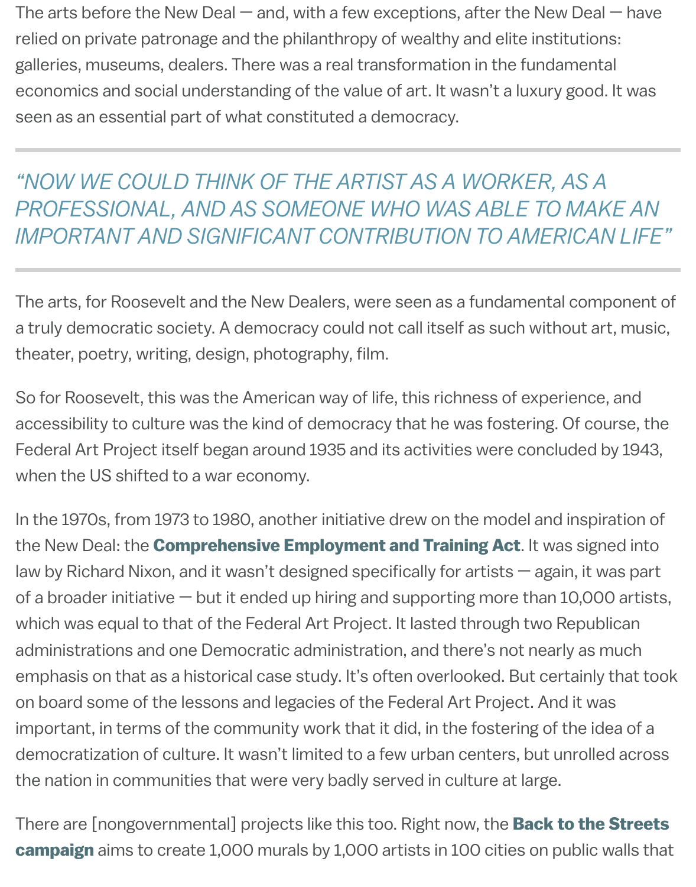The arts before the New Deal — and, with a few exceptions, after the New Deal — have relied on private patronage and the philanthropy of wealthy and elite institutions: galleries, museums, dealers. There was a real transformation in the fundamental economics and social understanding of the value of art. It wasn't a luxury good. It was seen as an essential part of what constituted a democracy.

> *"NOW WE COULD THINK OF THE ARTIST AS A WORKER, AS A PROFESSIONAL, AND AS SOMEONE WHO WAS ABLE TO MAKE AN IMPORTANT AND SIGNIFICANT CONTRIBUTION TO AMERICAN LIFE"*

The arts, for Roosevelt and the New Dealers, were seen as a fundamental component of a truly democratic society. A democracy could not call itself as such without art, music, theater, poetry, writing, design, photography, film.

So for Roosevelt, this was the American way of life, this richness of experience, and accessibility to culture was the kind of democracy that he was fostering. Of course, the Federal Art Project itself began around 1935 and its activities were concluded by 1943, when the US shifted to a war economy.

In the 1970s, from 1973 to 1980, another initiative drew on the model and inspiration of the New Deal: the **Comprehensive Employment and Training Act**. It was signed into law by Richard Nixon, and it wasn't designed specifically for artists — again, it was part of a broader initiative — but it ended up hiring and supporting more than 10,000 artists, which was equal to that of the Federal Art Project. It lasted through two Republican administrations and one Democratic administration, and there's not nearly as much emphasis on that as a historical case study. It's often overlooked. But certainly that took on board some of the lessons and legacies of the Federal Art Project. And it was important, in terms of the community work that it did, in the fostering of the idea of a democratization of culture. It wasn't limited to a few urban centers, but unrolled across the nation in communities that were very badly served in culture at large.

There are [nongovernmental] projects like this too. Right now, the **Back to the Streets campaign** aims to create 1,000 murals by 1,000 artists in 100 cities on public walls that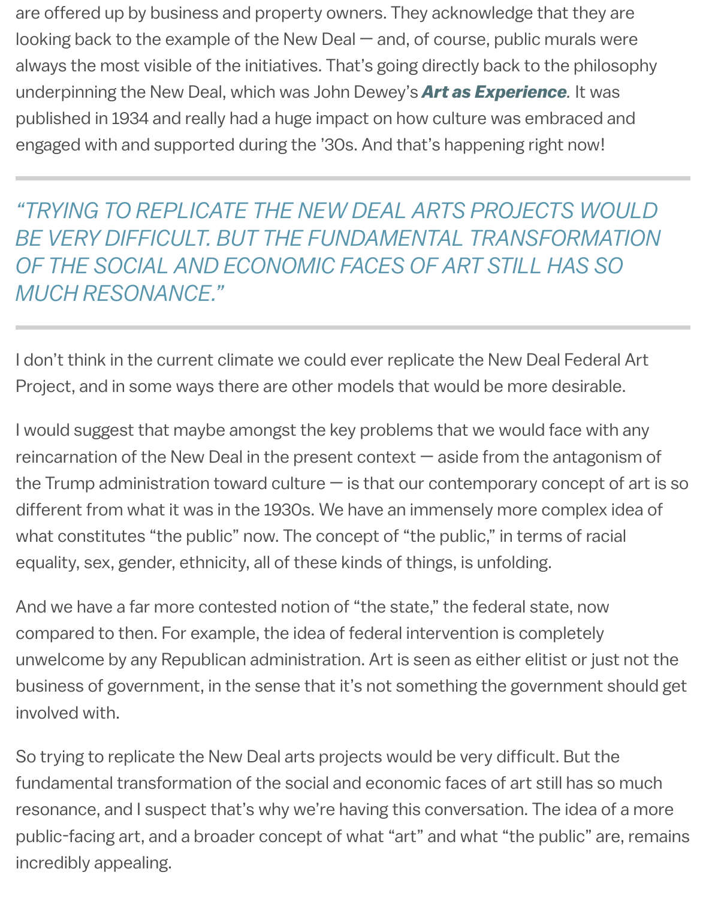are offered up by business and property owners. They acknowledge that they are looking back to the example of the New Deal — and, of course, public murals were always the most visible of the initiatives. That's going directly back to the philosophy underpinning the New Deal, which was John Dewey's ***Art as Experience***. It was published in 1934 and really had a huge impact on how culture was embraced and engaged with and supported during the '30s. And that's happening right now!

---

*"TRYING TO REPLICATE THE NEW DEAL ARTS PROJECTS WOULD BE VERY DIFFICULT. BUT THE FUNDAMENTAL TRANSFORMATION OF THE SOCIAL AND ECONOMIC FACES OF ART STILL HAS SO MUCH RESONANCE."*

---

I don't think in the current climate we could ever replicate the New Deal Federal Art Project, and in some ways there are other models that would be more desirable.

I would suggest that maybe amongst the key problems that we would face with any reincarnation of the New Deal in the present context — aside from the antagonism of the Trump administration toward culture — is that our contemporary concept of art is so different from what it was in the 1930s. We have an immensely more complex idea of what constitutes "the public" now. The concept of "the public," in terms of racial equality, sex, gender, ethnicity, all of these kinds of things, is unfolding.

And we have a far more contested notion of "the state," the federal state, now compared to then. For example, the idea of federal intervention is completely unwelcome by any Republican administration. Art is seen as either elitist or just not the business of government, in the sense that it's not something the government should get involved with.

So trying to replicate the New Deal arts projects would be very difficult. But the fundamental transformation of the social and economic faces of art still has so much resonance, and I suspect that's why we're having this conversation. The idea of a more public-facing art, and a broader concept of what "art" and what "the public" are, remains incredibly appealing.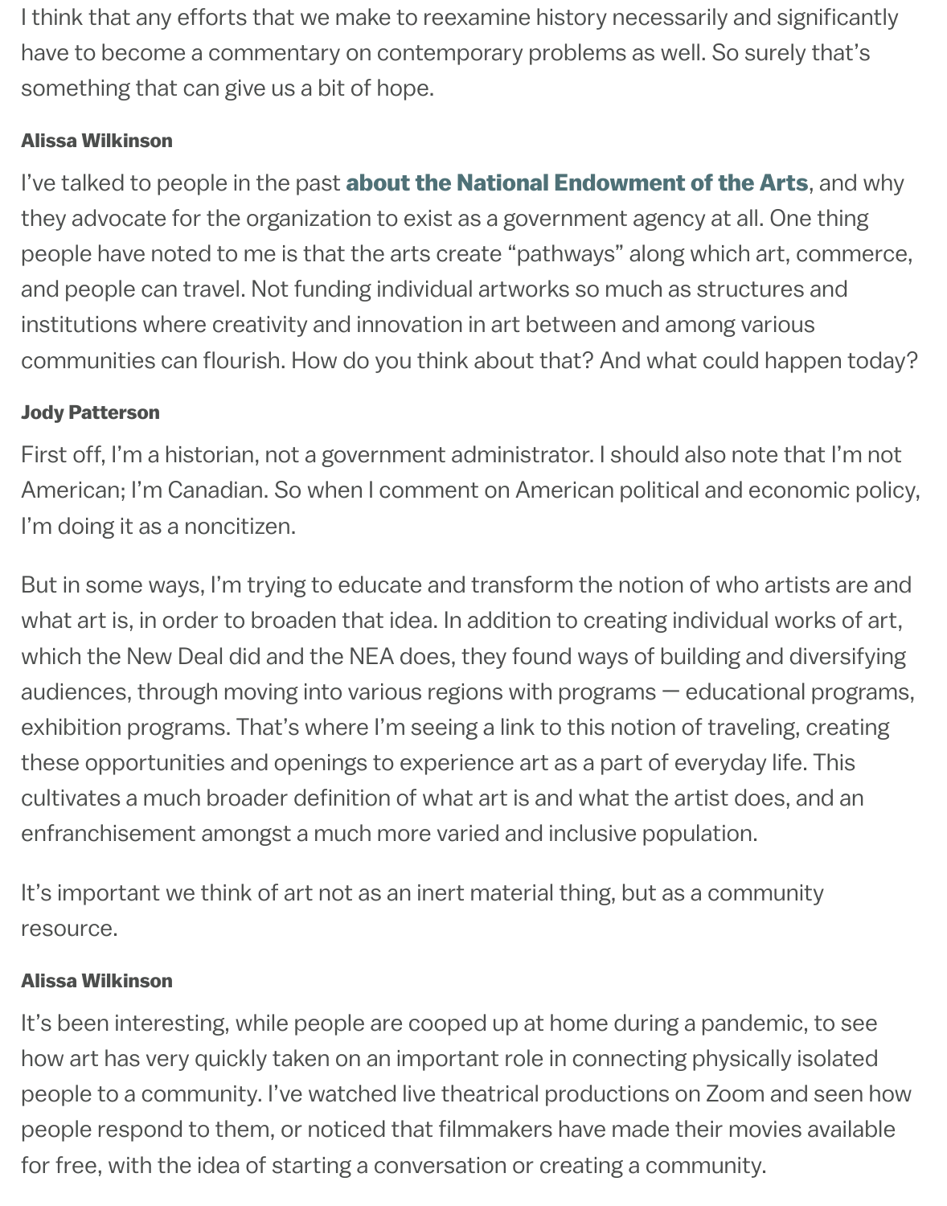I think that any efforts that we make to reexamine history necessarily and significantly have to become a commentary on contemporary problems as well. So surely that's something that can give us a bit of hope.

**Alissa Wilkinson**

I've talked to people in the past **about the National Endowment of the Arts**, and why they advocate for the organization to exist as a government agency at all. One thing people have noted to me is that the arts create "pathways" along which art, commerce, and people can travel. Not funding individual artworks so much as structures and institutions where creativity and innovation in art between and among various communities can flourish. How do you think about that? And what could happen today?

**Jody Patterson**

First off, I'm a historian, not a government administrator. I should also note that I'm not American; I'm Canadian. So when I comment on American political and economic policy, I'm doing it as a noncitizen.

But in some ways, I'm trying to educate and transform the notion of who artists are and what art is, in order to broaden that idea. In addition to creating individual works of art, which the New Deal did and the NEA does, they found ways of building and diversifying audiences, through moving into various regions with programs — educational programs, exhibition programs. That's where I'm seeing a link to this notion of traveling, creating these opportunities and openings to experience art as a part of everyday life. This cultivates a much broader definition of what art is and what the artist does, and an enfranchisement amongst a much more varied and inclusive population.

It's important we think of art not as an inert material thing, but as a community resource.

**Alissa Wilkinson**

It's been interesting, while people are cooped up at home during a pandemic, to see how art has very quickly taken on an important role in connecting physically isolated people to a community. I've watched live theatrical productions on Zoom and seen how people respond to them, or noticed that filmmakers have made their movies available for free, with the idea of starting a conversation or creating a community.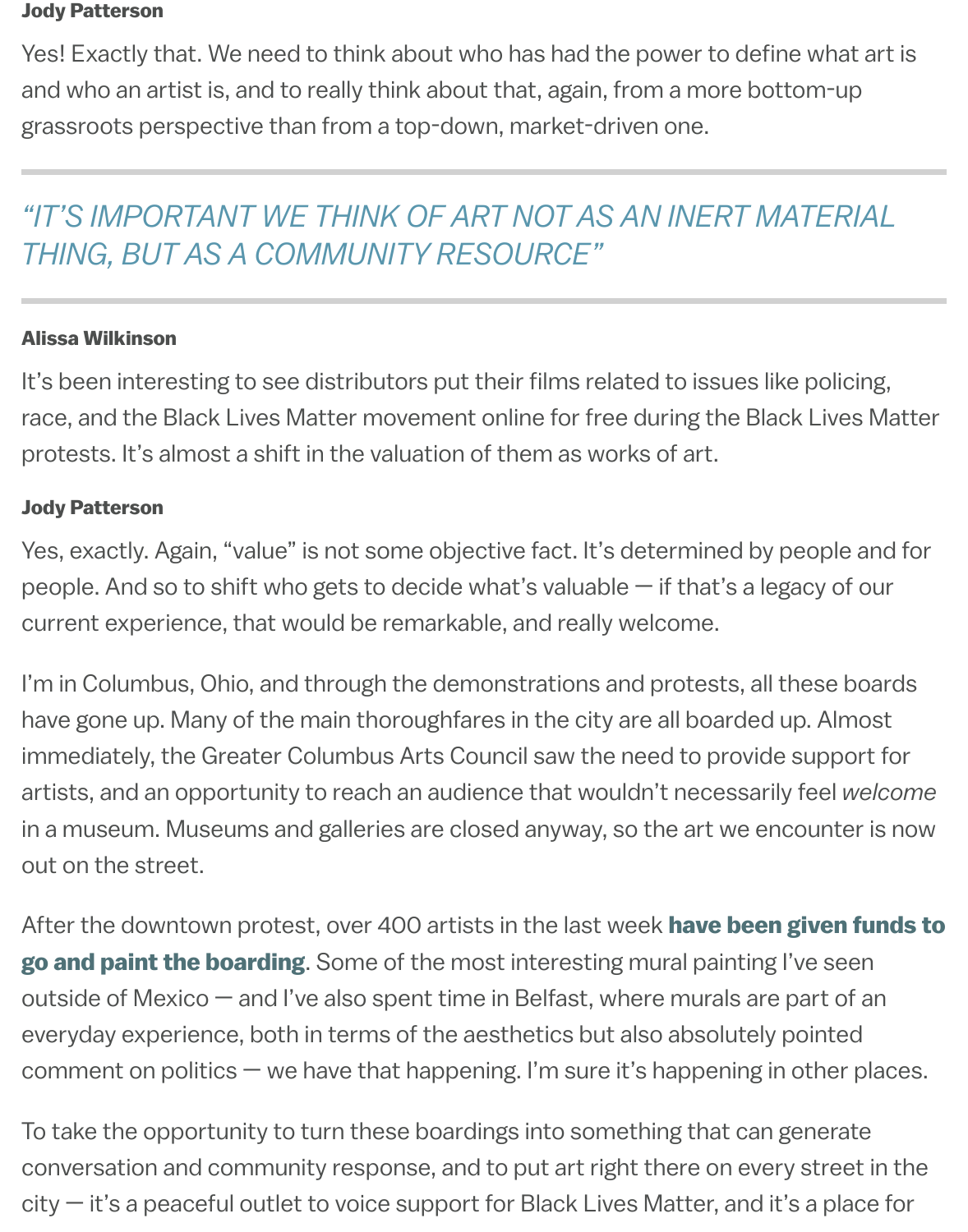**Jody Patterson**

Yes! Exactly that. We need to think about who has had the power to define what art is and who an artist is, and to really think about that, again, from a more bottom-up grassroots perspective than from a top-down, market-driven one.

---

*“IT’S IMPORTANT WE THINK OF ART NOT AS AN INERT MATERIAL THING, BUT AS A COMMUNITY RESOURCE”*

---

**Alissa Wilkinson**

It’s been interesting to see distributors put their films related to issues like policing, race, and the Black Lives Matter movement online for free during the Black Lives Matter protests. It’s almost a shift in the valuation of them as works of art.

**Jody Patterson**

Yes, exactly. Again, “value” is not some objective fact. It’s determined by people and for people. And so to shift who gets to decide what’s valuable — if that’s a legacy of our current experience, that would be remarkable, and really welcome.

I’m in Columbus, Ohio, and through the demonstrations and protests, all these boards have gone up. Many of the main thoroughfares in the city are all boarded up. Almost immediately, the Greater Columbus Arts Council saw the need to provide support for artists, and an opportunity to reach an audience that wouldn’t necessarily feel *welcome* in a museum. Museums and galleries are closed anyway, so the art we encounter is now out on the street.

After the downtown protest, over 400 artists in the last week **have been given funds to go and paint the boarding**. Some of the most interesting mural painting I’ve seen outside of Mexico — and I’ve also spent time in Belfast, where murals are part of an everyday experience, both in terms of the aesthetics but also absolutely pointed comment on politics — we have that happening. I’m sure it’s happening in other places.

To take the opportunity to turn these boardings into something that can generate conversation and community response, and to put art right there on every street in the city — it’s a peaceful outlet to voice support for Black Lives Matter, and it’s a place for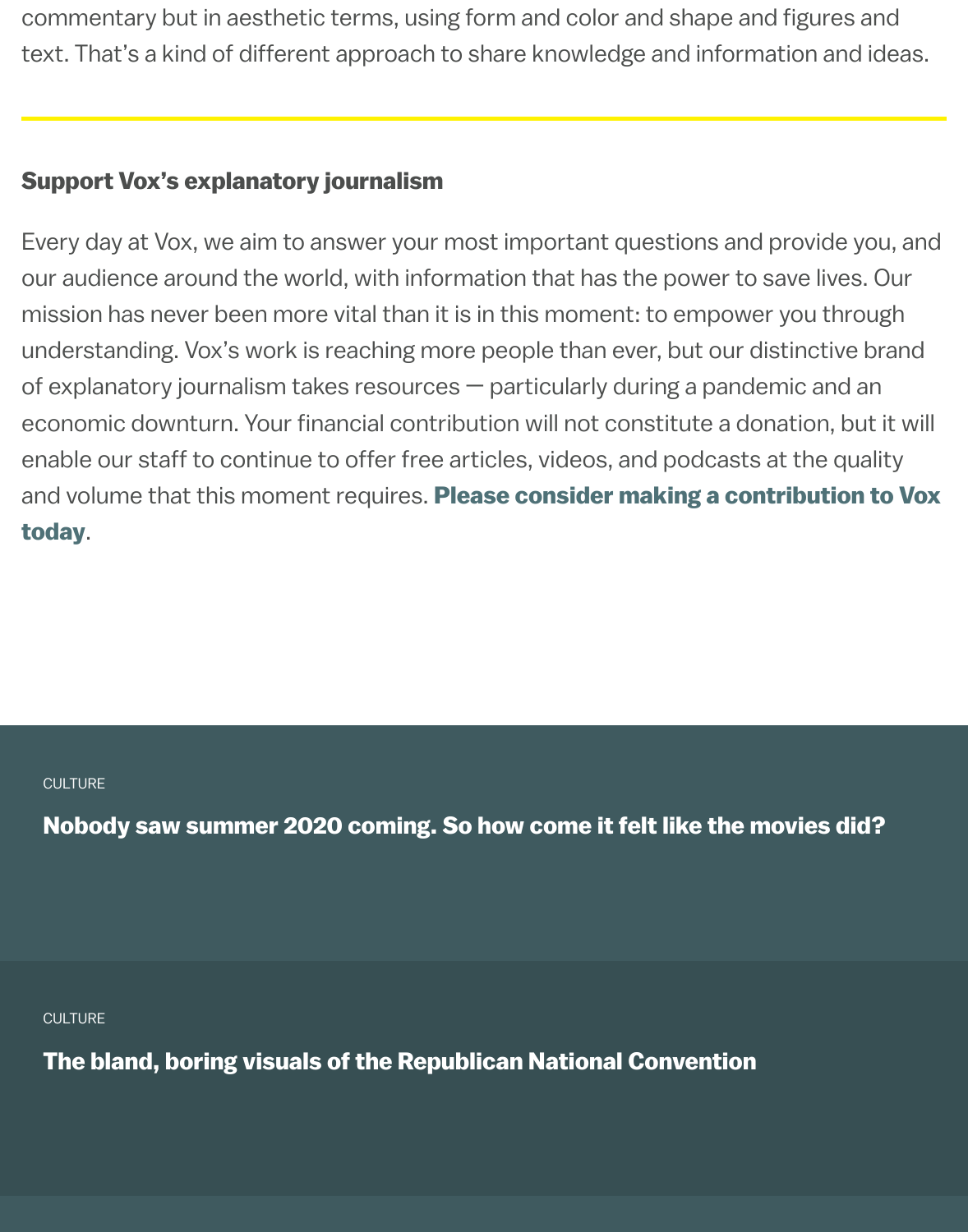commentary but in aesthetic terms, using form and color and shape and figures and text. That's a kind of different approach to share knowledge and information and ideas.

---

**Support Vox's explanatory journalism**

Every day at Vox, we aim to answer your most important questions and provide you, and our audience around the world, with information that has the power to save lives. Our mission has never been more vital than it is in this moment: to empower you through understanding. Vox's work is reaching more people than ever, but our distinctive brand of explanatory journalism takes resources — particularly during a pandemic and an economic downturn. Your financial contribution will not constitute a donation, but it will enable our staff to continue to offer free articles, videos, and podcasts at the quality and volume that this moment requires. **Please consider making a contribution to Vox today**.

CULTURE

**Nobody saw summer 2020 coming. So how come it felt like the movies did?**

CULTURE

**The bland, boring visuals of the Republican National Convention**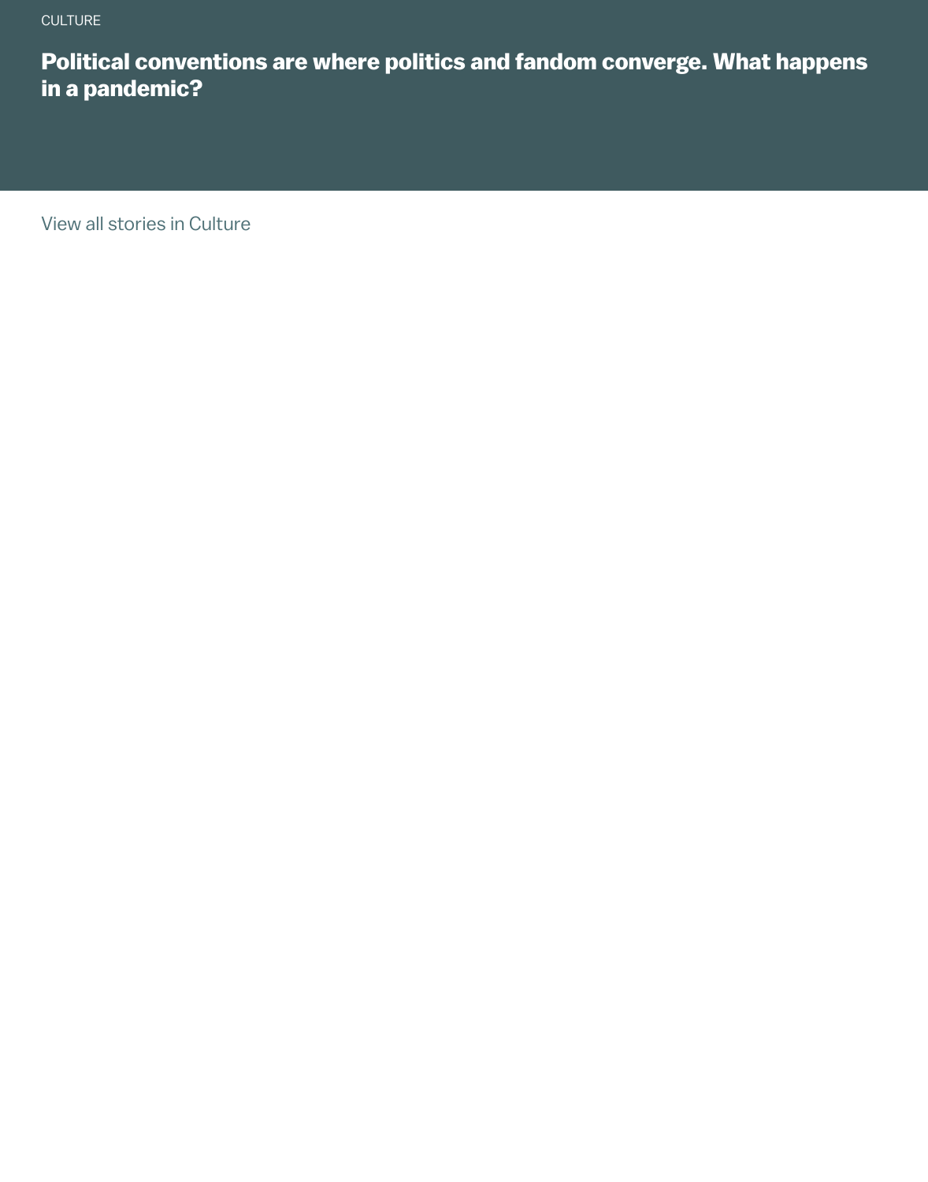CULTURE

## Political conventions are where politics and fandom converge. What happens in a pandemic?

View all stories in Culture